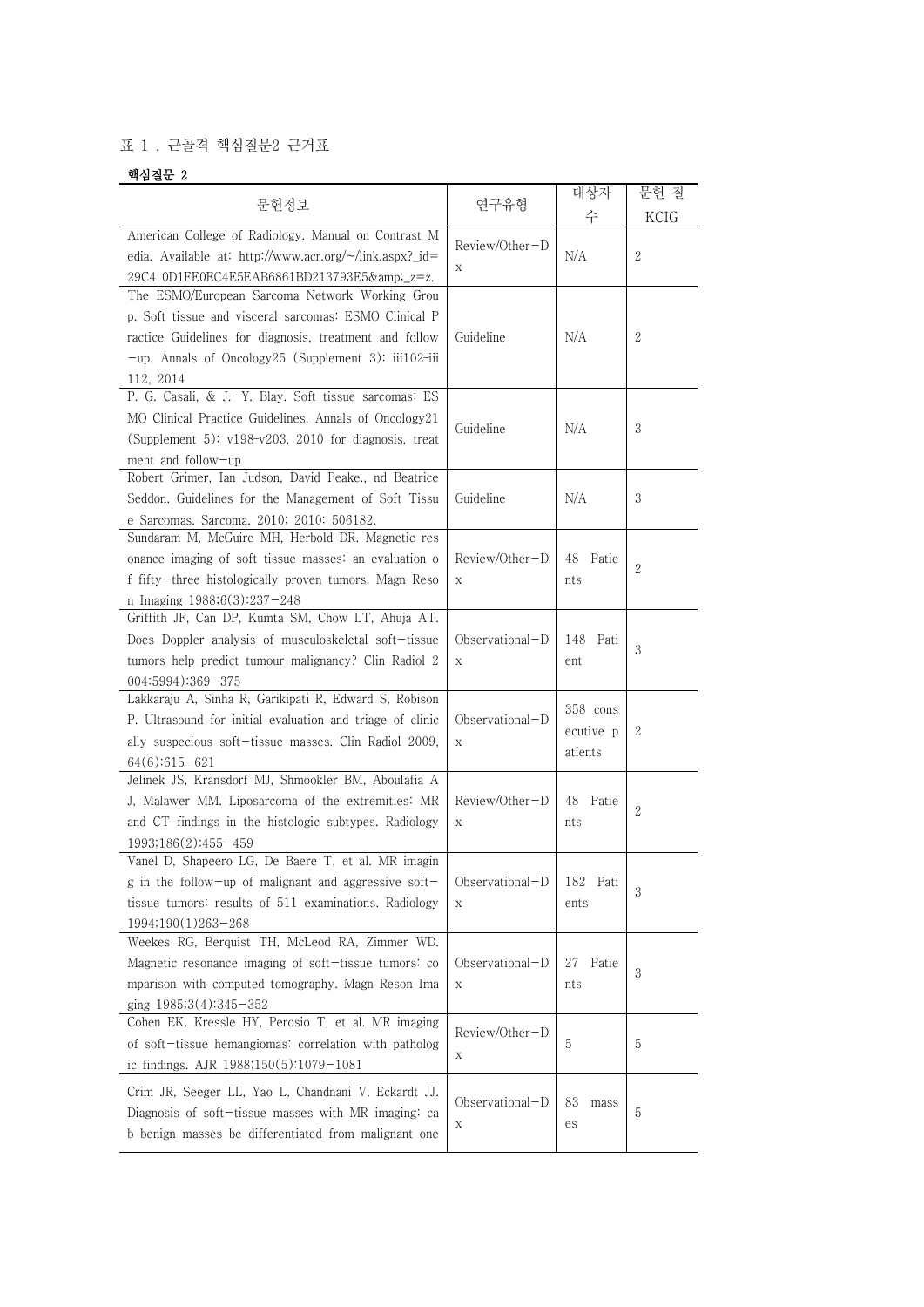표 1 . 근골격 핵심질문2 근거표

**핵심질문 2**

| 문헌정보 | 연구유형 | 대상자 수 | 문헌 질 KCIG |
|---|---|---|---|
| American College of Radiology. Manual on Contrast Media. Available at: http://www.acr.org/~/link.aspx?_id=29C4 0D1FE0EC4E5EAB6861BD213793E5&amp;_z=z. | Review/Other-Dx | N/A | 2 |
| The ESMO/European Sarcoma Network Working Group. Soft tissue and visceral sarcomas: ESMO Clinical Practice Guidelines for diagnosis, treatment and follow-up. Annals of Oncology25 (Supplement 3): iii102-iii 112, 2014 | Guideline | N/A | 2 |
| P. G. Casali, & J.-Y. Blay. Soft tissue sarcomas: ESMO Clinical Practice Guidelines. Annals of Oncology21 (Supplement 5): v198-v203, 2010 for diagnosis, treatment and follow-up | Guideline | N/A | 3 |
| Robert Grimer, Ian Judson, David Peake., nd Beatrice Seddon. Guidelines for the Management of Soft Tissue Sarcomas. Sarcoma. 2010; 2010: 506182. | Guideline | N/A | 3 |
| Sundaram M, McGuire MH, Herbold DR. Magnetic resonance imaging of soft tissue masses: an evaluation of fifty-three histologically proven tumors. Magn Reson Imaging 1988;6(3):237-248 | Review/Other-Dx | 48 Patients | 2 |
| Griffith JF, Can DP, Kumta SM, Chow LT, Ahuja AT. Does Doppler analysis of musculoskeletal soft-tissue tumors help predict tumour malignancy? Clin Radiol 2004:5994):369-375 | Observational-Dx | 148 Patient | 3 |
| Lakkaraju A, Sinha R, Garikipati R, Edward S, Robison P. Ultrasound for initial evaluation and triage of clinically suspecious soft-tissue masses. Clin Radiol 2009, 64(6):615-621 | Observational-Dx | 358 consecutive patients | 2 |
| Jelinek JS, Kransdorf MJ, Shmookler BM, Aboulafia AJ, Malawer MM. Liposarcoma of the extremities: MR and CT findings in the histologic subtypes. Radiology 1993;186(2):455-459 | Review/Other-Dx | 48 Patients | 2 |
| Vanel D, Shapeero LG, De Baere T, et al. MR imaging in the follow-up of malignant and aggressive soft-tissue tumors: results of 511 examinations. Radiology 1994;190(1)263-268 | Observational-Dx | 182 Patients | 3 |
| Weekes RG, Berquist TH, McLeod RA, Zimmer WD. Magnetic resonance imaging of soft-tissue tumors: comparison with computed tomography. Magn Reson Imaging 1985;3(4):345-352 | Observational-Dx | 27 Patients | 3 |
| Cohen EK. Kressle HY, Perosio T, et al. MR imaging of soft-tissue hemangiomas: correlation with pathologic findings. AJR 1988;150(5):1079-1081 | Review/Other-Dx | 5 | 5 |
| Crim JR, Seeger LL, Yao L, Chandnani V, Eckardt JJ. Diagnosis of soft-tissue masses with MR imaging: can benign masses be differentiated from malignant one | Observational-Dx | 83 masses | 5 |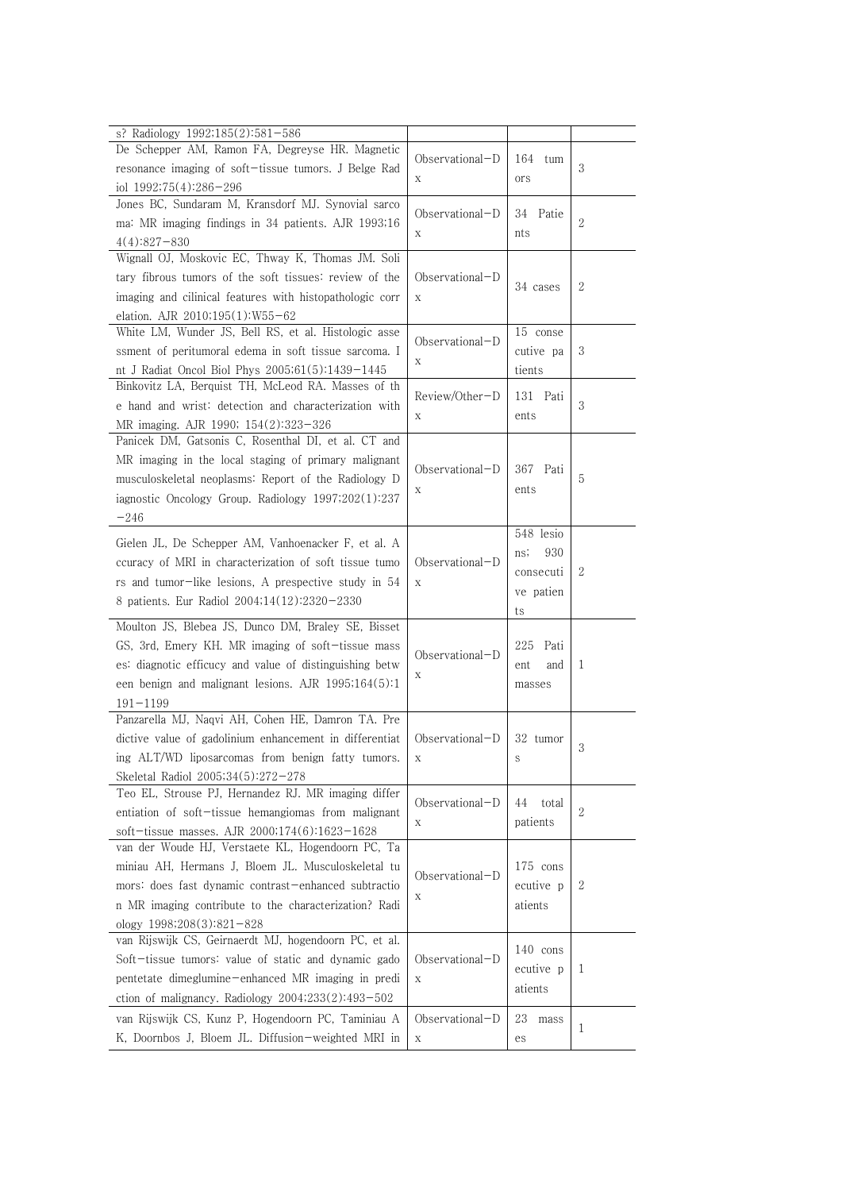| | | | |
|---|---|---|---|
| s? Radiology 1992;185(2):581−586 | | | |
| De Schepper AM, Ramon FA, Degreyse HR. Magnetic resonance imaging of soft−tissue tumors. J Belge Radiol 1992;75(4):286−296 | Observational−Dx | 164 tumors | 3 |
| Jones BC, Sundaram M, Kransdorf MJ. Synovial sarcoma: MR imaging findings in 34 patients. AJR 1993;164(4):827−830 | Observational−Dx | 34 Patients | 2 |
| Wignall OJ, Moskovic EC, Thway K, Thomas JM. Solitary fibrous tumors of the soft tissues: review of the imaging and cilinical features with histopathologic correlation. AJR 2010;195(1):W55−62 | Observational−Dx | 34 cases | 2 |
| White LM, Wunder JS, Bell RS, et al. Histologic assessment of peritumoral edema in soft tissue sarcoma. Int J Radiat Oncol Biol Phys 2005;61(5):1439−1445 | Observational−Dx | 15 consecutive patients | 3 |
| Binkovitz LA, Berquist TH, McLeod RA. Masses of the hand and wrist: detection and characterization with MR imaging. AJR 1990; 154(2):323−326 | Review/Other−Dx | 131 Patients | 3 |
| Panicek DM, Gatsonis C, Rosenthal DI, et al. CT and MR imaging in the local staging of primary malignant musculoskeletal neoplasms: Report of the Radiology Diagnostic Oncology Group. Radiology 1997;202(1):237−246 | Observational−Dx | 367 Patients | 5 |
| Gielen JL, De Schepper AM, Vanhoenacker F, et al. Accuracy of MRI in characterization of soft tissue tumors and tumor−like lesions, A prespective study in 548 patients. Eur Radiol 2004;14(12):2320−2330 | Observational−Dx | 548 lesions; 930 consecutive patients | 2 |
| Moulton JS, Blebea JS, Dunco DM, Braley SE, Bisset GS, 3rd, Emery KH. MR imaging of soft−tissue masses: diagnotic efficucy and value of distinguishing between benign and malignant lesions. AJR 1995;164(5):1191−1199 | Observational−Dx | 225 Patient and masses | 1 |
| Panzarella MJ, Naqvi AH, Cohen HE, Damron TA. Predictive value of gadolinium enhancement in differentiating ALT/WD liposarcomas from benign fatty tumors. Skeletal Radiol 2005;34(5):272−278 | Observational−Dx | 32 tumors | 3 |
| Teo EL, Strouse PJ, Hernandez RJ. MR imaging differentiation of soft−tissue hemangiomas from malignant soft−tissue masses. AJR 2000;174(6):1623−1628 | Observational−Dx | 44 total patients | 2 |
| van der Woude HJ, Verstaete KL, Hogendoorn PC, Taminiau AH, Hermans J, Bloem JL. Musculoskeletal tumors: does fast dynamic contrast−enhanced subtraction MR imaging contribute to the characterization? Radiology 1998;208(3):821−828 | Observational−Dx | 175 consecutive patients | 2 |
| van Rijswijk CS, Geirnaerdt MJ, hogendoorn PC, et al. Soft−tissue tumors: value of static and dynamic gadopentetate dimeglumine−enhanced MR imaging in prediction of malignancy. Radiology 2004;233(2):493−502 | Observational−Dx | 140 consecutive patients | 1 |
| van Rijswijk CS, Kunz P, Hogendoorn PC, Taminiau AK, Doornbos J, Bloem JL. Diffusion−weighted MRI in | Observational−Dx | 23 masses | 1 |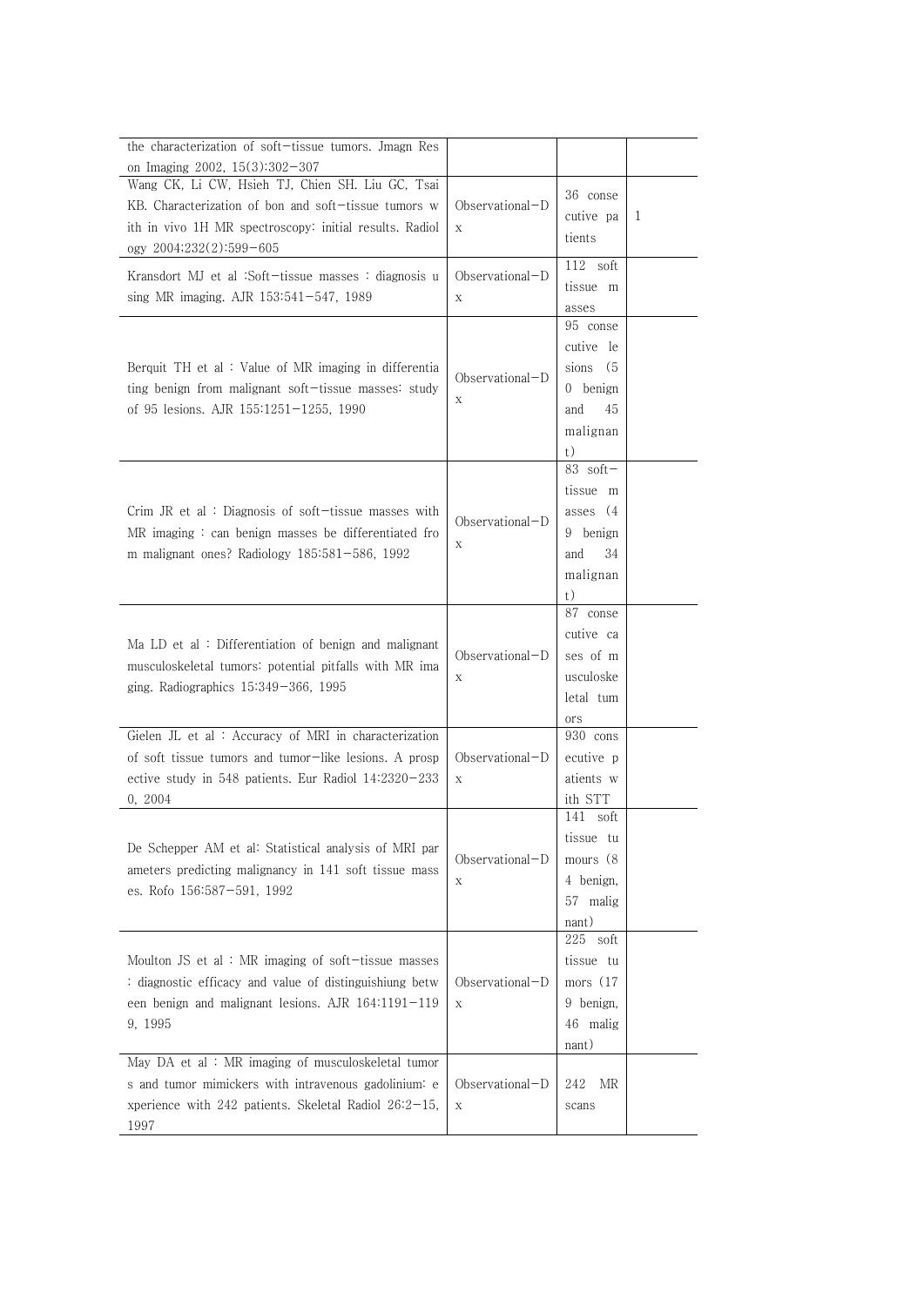| | | | |
|---|---|---|---|
| the characterization of soft-tissue tumors. Jmagn Reson Imaging 2002, 15(3):302-307 | | | |
| Wang CK, Li CW, Hsieh TJ, Chien SH. Liu GC, Tsai KB. Characterization of bon and soft-tissue tumors with in vivo 1H MR spectroscopy: initial results. Radiology 2004;232(2):599-605 | Observational-Dx | 36 consecutive patients | 1 |
| Kransdort MJ et al :Soft-tissue masses : diagnosis using MR imaging. AJR 153:541-547, 1989 | Observational-Dx | 112 soft tissue masses | |
| Berquit TH et al : Value of MR imaging in differentiating benign from malignant soft-tissue masses: study of 95 lesions. AJR 155:1251-1255, 1990 | Observational-Dx | 95 consecutive lesions (50 benign and 45 malignant) | |
| Crim JR et al : Diagnosis of soft-tissue masses with MR imaging : can benign masses be differentiated from malignant ones? Radiology 185:581-586, 1992 | Observational-Dx | 83 soft-tissue masses (49 benign and 34 malignant) | |
| Ma LD et al : Differentiation of benign and malignant musculoskeletal tumors: potential pitfalls with MR imaging. Radiographics 15:349-366, 1995 | Observational-Dx | 87 consecutive cases of musculoskeletal tumors | |
| Gielen JL et al : Accuracy of MRI in characterization of soft tissue tumors and tumor-like lesions. A prospective study in 548 patients. Eur Radiol 14:2320-2330, 2004 | Observational-Dx | 930 consecutive patients with STT | |
| De Schepper AM et al: Statistical analysis of MRI parameters predicting malignancy in 141 soft tissue masses. Rofo 156:587-591, 1992 | Observational-Dx | 141 soft tissue tumours (84 benign, 57 malignant) | |
| Moulton JS et al : MR imaging of soft-tissue masses : diagnostic efficacy and value of distinguishiung between benign and malignant lesions. AJR 164:1191-1199, 1995 | Observational-Dx | 225 soft tissue tumors (179 benign, 46 malignant) | |
| May DA et al : MR imaging of musculoskeletal tumors and tumor mimickers with intravenous gadolinium: experience with 242 patients. Skeletal Radiol 26:2-15, 1997 | Observational-Dx | 242 MR scans | |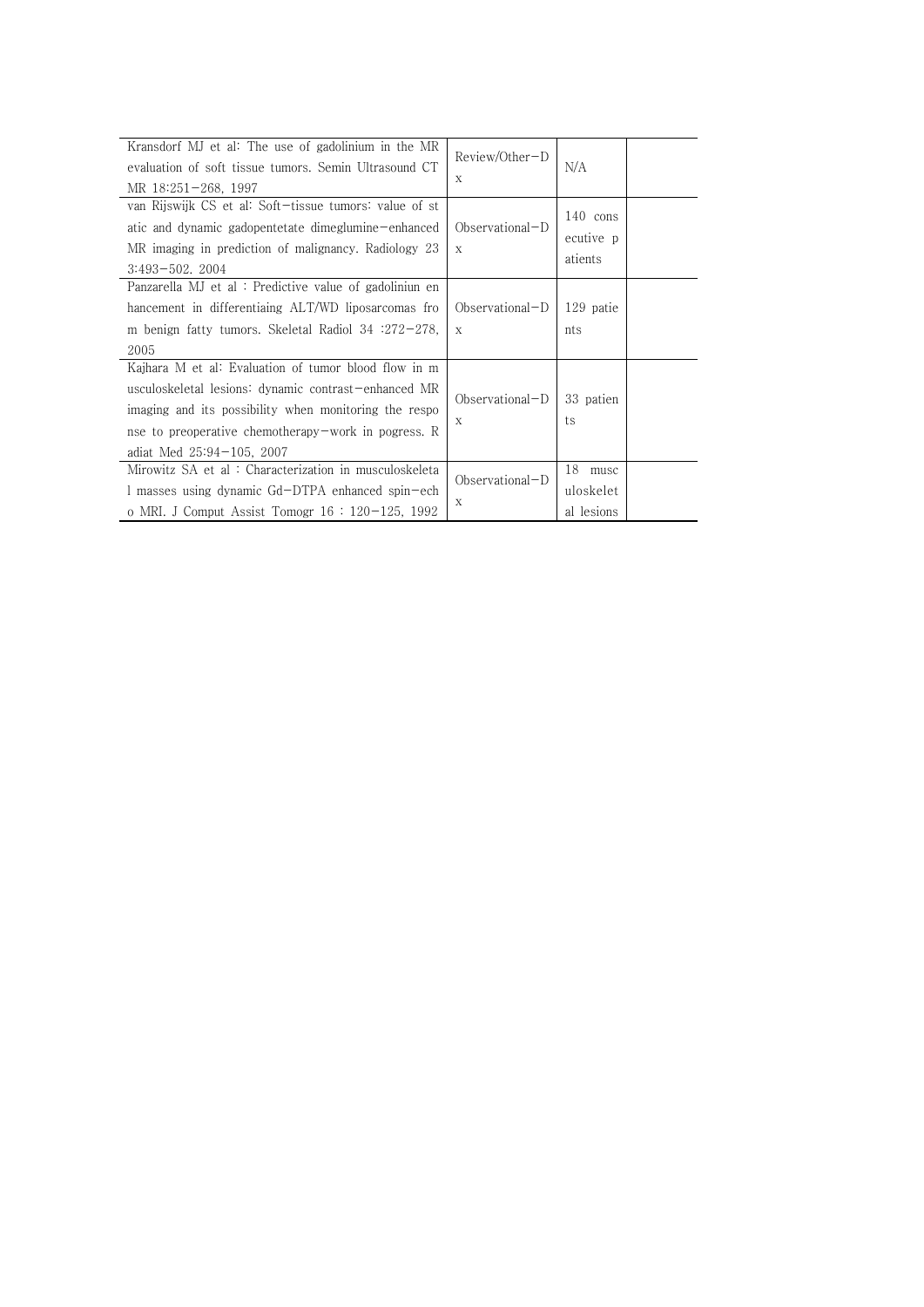| | | | |
|---|---|---|---|
| Kransdorf MJ et al: The use of gadolinium in the MR evaluation of soft tissue tumors. Semin Ultrasound CT MR 18:251–268, 1997 | Review/Other–Dx | N/A | |
| van Rijswijk CS et al: Soft–tissue tumors: value of static and dynamic gadopentetate dimeglumine–enhanced MR imaging in prediction of malignancy. Radiology 233:493–502, 2004 | Observational–Dx | 140 consecutive patients | |
| Panzarella MJ et al : Predictive value of gadoliniun enhancement in differentiaing ALT/WD liposarcomas from benign fatty tumors. Skeletal Radiol 34 :272–278, 2005 | Observational–Dx | 129 patients | |
| Kajhara M et al: Evaluation of tumor blood flow in musculoskeletal lesions: dynamic contrast–enhanced MR imaging and its possibility when monitoring the response to preoperative chemotherapy–work in pogress. Radiat Med 25:94–105, 2007 | Observational–Dx | 33 patients | |
| Mirowitz SA et al : Characterization in musculoskeletal masses using dynamic Gd–DTPA enhanced spin–echo MRI. J Comput Assist Tomogr 16 : 120–125, 1992 | Observational–Dx | 18 musculoskeletal lesions | |